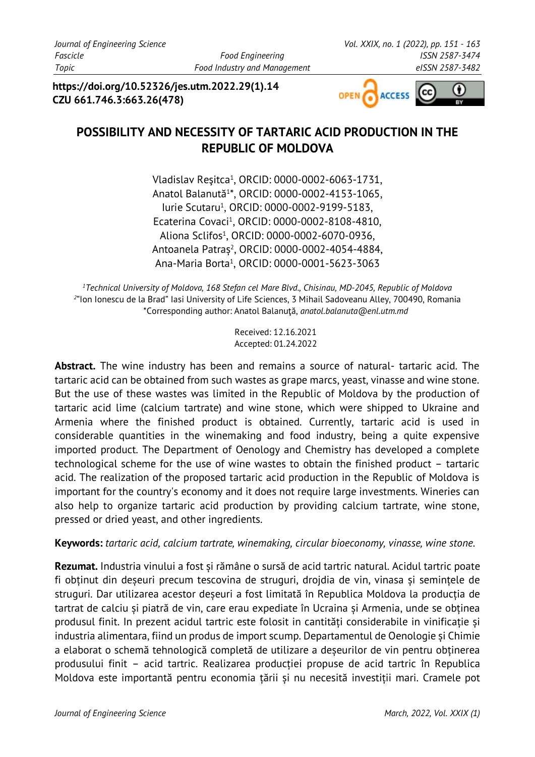https://doi.org/10.52326/jes.utm.2022.29(1).14
CZU 661.746.3:663.26(478)

# POSSIBILITY AND NECESSITY OF TARTARIC ACID PRODUCTION IN THE REPUBLIC OF MOLDOVA

Vladislav Reşitca[1], ORCID: 0000-0002-6063-1731,
Anatol Balanută[1]*, ORCID: 0000-0002-4153-1065,
Iurie Scutaru[1], ORCID: 0000-0002-9199-5183,
Ecaterina Covaci[1], ORCID: 0000-0002-8108-4810,
Aliona Sclifos[1], ORCID: 0000-0002-6070-0936,
Antoanela Patraş[2], ORCID: 0000-0002-4054-4884,
Ana-Maria Borta[1], ORCID: 0000-0001-5623-3063

[1]*Technical University of Moldova, 168 Stefan cel Mare Blvd., Chisinau, MD-2045, Republic of Moldova*
[2]"Ion Ionescu de la Brad" Iasi University of Life Sciences, 3 Mihail Sadoveanu Alley, 700490, Romania
*Corresponding author: Anatol Balanuţă, *anatol.balanuta@enl.utm.md*

Received: 12.16.2021
Accepted: 01.24.2022

**Abstract.** The wine industry has been and remains a source of natural- tartaric acid. The tartaric acid can be obtained from such wastes as grape marcs, yeast, vinasse and wine stone. But the use of these wastes was limited in the Republic of Moldova by the production of tartaric acid lime (calcium tartrate) and wine stone, which were shipped to Ukraine and Armenia where the finished product is obtained. Currently, tartaric acid is used in considerable quantities in the winemaking and food industry, being a quite expensive imported product. The Department of Oenology and Chemistry has developed a complete technological scheme for the use of wine wastes to obtain the finished product – tartaric acid. The realization of the proposed tartaric acid production in the Republic of Moldova is important for the country's economy and it does not require large investments. Wineries can also help to organize tartaric acid production by providing calcium tartrate, wine stone, pressed or dried yeast, and other ingredients.

**Keywords:** *tartaric acid, calcium tartrate, winemaking, circular bioeconomy, vinasse, wine stone.*

**Rezumat.** Industria vinului a fost și rămâne o sursă de acid tartric natural. Acidul tartric poate fi obținut din deșeuri precum tescovina de struguri, drojdia de vin, vinasa și semințele de struguri. Dar utilizarea acestor deșeuri a fost limitată în Republica Moldova la producția de tartrat de calciu și piatră de vin, care erau expediate în Ucraina și Armenia, unde se obținea produsul finit. In prezent acidul tartric este folosit in cantități considerabile in vinificație și industria alimentara, fiind un produs de import scump. Departamentul de Oenologie și Chimie a elaborat o schemă tehnologică completă de utilizare a deșeurilor de vin pentru obținerea produsului finit – acid tartric. Realizarea producției propuse de acid tartric în Republica Moldova este importantă pentru economia țării și nu necesită investiții mari. Cramele pot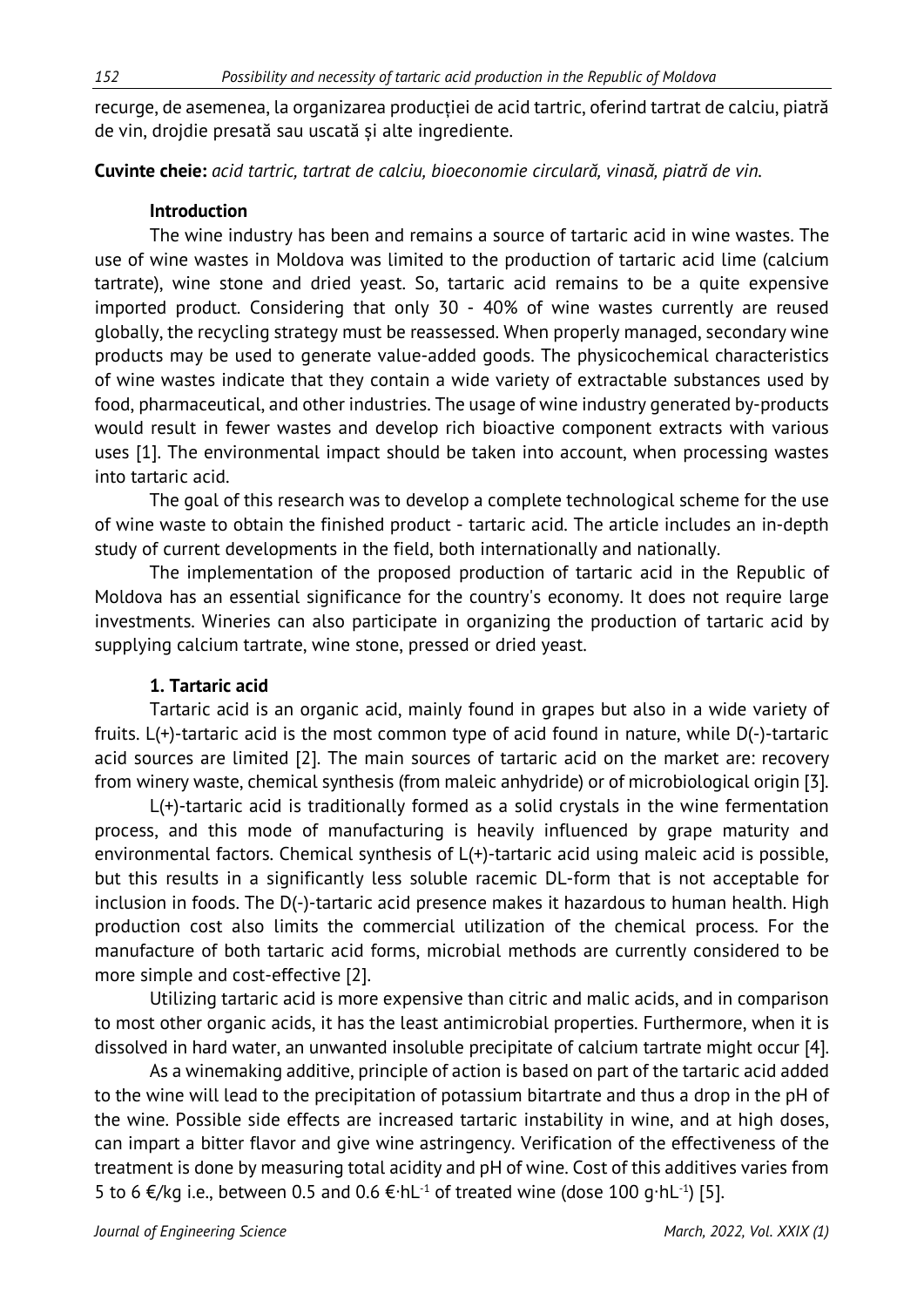recurge, de asemenea, la organizarea producției de acid tartric, oferind tartrat de calciu, piatră de vin, drojdie presată sau uscată și alte ingrediente.

**Cuvinte cheie:** *acid tartric, tartrat de calciu, bioeconomie circulară, vinasă, piatră de vin.*

## Introduction

The wine industry has been and remains a source of tartaric acid in wine wastes. The use of wine wastes in Moldova was limited to the production of tartaric acid lime (calcium tartrate), wine stone and dried yeast. So, tartaric acid remains to be a quite expensive imported product. Considering that only 30 - 40% of wine wastes currently are reused globally, the recycling strategy must be reassessed. When properly managed, secondary wine products may be used to generate value-added goods. The physicochemical characteristics of wine wastes indicate that they contain a wide variety of extractable substances used by food, pharmaceutical, and other industries. The usage of wine industry generated by-products would result in fewer wastes and develop rich bioactive component extracts with various uses [1]. The environmental impact should be taken into account, when processing wastes into tartaric acid.

The goal of this research was to develop a complete technological scheme for the use of wine waste to obtain the finished product - tartaric acid. The article includes an in-depth study of current developments in the field, both internationally and nationally.

The implementation of the proposed production of tartaric acid in the Republic of Moldova has an essential significance for the country's economy. It does not require large investments. Wineries can also participate in organizing the production of tartaric acid by supplying calcium tartrate, wine stone, pressed or dried yeast.

## 1. Tartaric acid

Tartaric acid is an organic acid, mainly found in grapes but also in a wide variety of fruits. L(+)-tartaric acid is the most common type of acid found in nature, while D(-)-tartaric acid sources are limited [2]. The main sources of tartaric acid on the market are: recovery from winery waste, chemical synthesis (from maleic anhydride) or of microbiological origin [3].

L(+)-tartaric acid is traditionally formed as a solid crystals in the wine fermentation process, and this mode of manufacturing is heavily influenced by grape maturity and environmental factors. Chemical synthesis of L(+)-tartaric acid using maleic acid is possible, but this results in a significantly less soluble racemic DL-form that is not acceptable for inclusion in foods. The D(-)-tartaric acid presence makes it hazardous to human health. High production cost also limits the commercial utilization of the chemical process. For the manufacture of both tartaric acid forms, microbial methods are currently considered to be more simple and cost-effective [2].

Utilizing tartaric acid is more expensive than citric and malic acids, and in comparison to most other organic acids, it has the least antimicrobial properties. Furthermore, when it is dissolved in hard water, an unwanted insoluble precipitate of calcium tartrate might occur [4].

As a winemaking additive, principle of action is based on part of the tartaric acid added to the wine will lead to the precipitation of potassium bitartrate and thus a drop in the pH of the wine. Possible side effects are increased tartaric instability in wine, and at high doses, can impart a bitter flavor and give wine astringency. Verification of the effectiveness of the treatment is done by measuring total acidity and pH of wine. Cost of this additives varies from 5 to 6 €/kg i.e., between 0.5 and 0.6 $€\cdot hL^{-1}$ of treated wine (dose 100 $g\cdot hL^{-1}$) [5].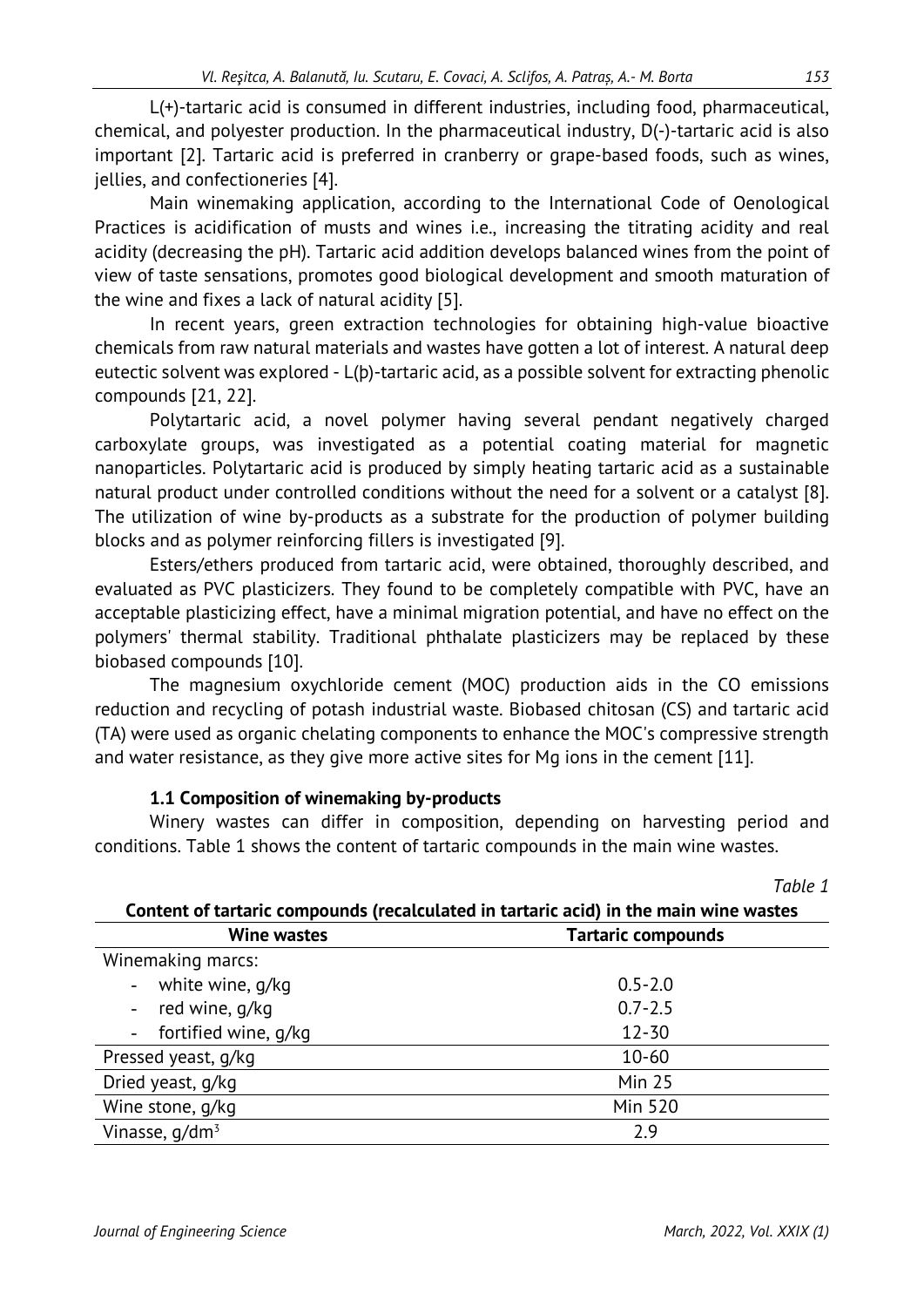L(+)-tartaric acid is consumed in different industries, including food, pharmaceutical, chemical, and polyester production. In the pharmaceutical industry, D(-)-tartaric acid is also important [2]. Tartaric acid is preferred in cranberry or grape-based foods, such as wines, jellies, and confectioneries [4].

Main winemaking application, according to the International Code of Oenological Practices is acidification of musts and wines i.e., increasing the titrating acidity and real acidity (decreasing the pH). Tartaric acid addition develops balanced wines from the point of view of taste sensations, promotes good biological development and smooth maturation of the wine and fixes a lack of natural acidity [5].

In recent years, green extraction technologies for obtaining high-value bioactive chemicals from raw natural materials and wastes have gotten a lot of interest. A natural deep eutectic solvent was explored - L(þ)-tartaric acid, as a possible solvent for extracting phenolic compounds [21, 22].

Polytartaric acid, a novel polymer having several pendant negatively charged carboxylate groups, was investigated as a potential coating material for magnetic nanoparticles. Polytartaric acid is produced by simply heating tartaric acid as a sustainable natural product under controlled conditions without the need for a solvent or a catalyst [8]. The utilization of wine by-products as a substrate for the production of polymer building blocks and as polymer reinforcing fillers is investigated [9].

Esters/ethers produced from tartaric acid, were obtained, thoroughly described, and evaluated as PVC plasticizers. They found to be completely compatible with PVC, have an acceptable plasticizing effect, have a minimal migration potential, and have no effect on the polymers' thermal stability. Traditional phthalate plasticizers may be replaced by these biobased compounds [10].

The magnesium oxychloride cement (MOC) production aids in the CO emissions reduction and recycling of potash industrial waste. Biobased chitosan (CS) and tartaric acid (TA) were used as organic chelating components to enhance the MOC's compressive strength and water resistance, as they give more active sites for Mg ions in the cement [11].

### 1.1 Composition of winemaking by-products

Winery wastes can differ in composition, depending on harvesting period and conditions. Table 1 shows the content of tartaric compounds in the main wine wastes.

*Table 1*

**Content of tartaric compounds (recalculated in tartaric acid) in the main wine wastes**

| Wine wastes | Tartaric compounds |
|---|---|
| Winemaking marcs: | |
| - white wine, g/kg | 0.5-2.0 |
| - red wine, g/kg | 0.7-2.5 |
| - fortified wine, g/kg | 12-30 |
| Pressed yeast, g/kg | 10-60 |
| Dried yeast, g/kg | Min 25 |
| Wine stone, g/kg | Min 520 |
| Vinasse, g/dm$^3$ | 2.9 |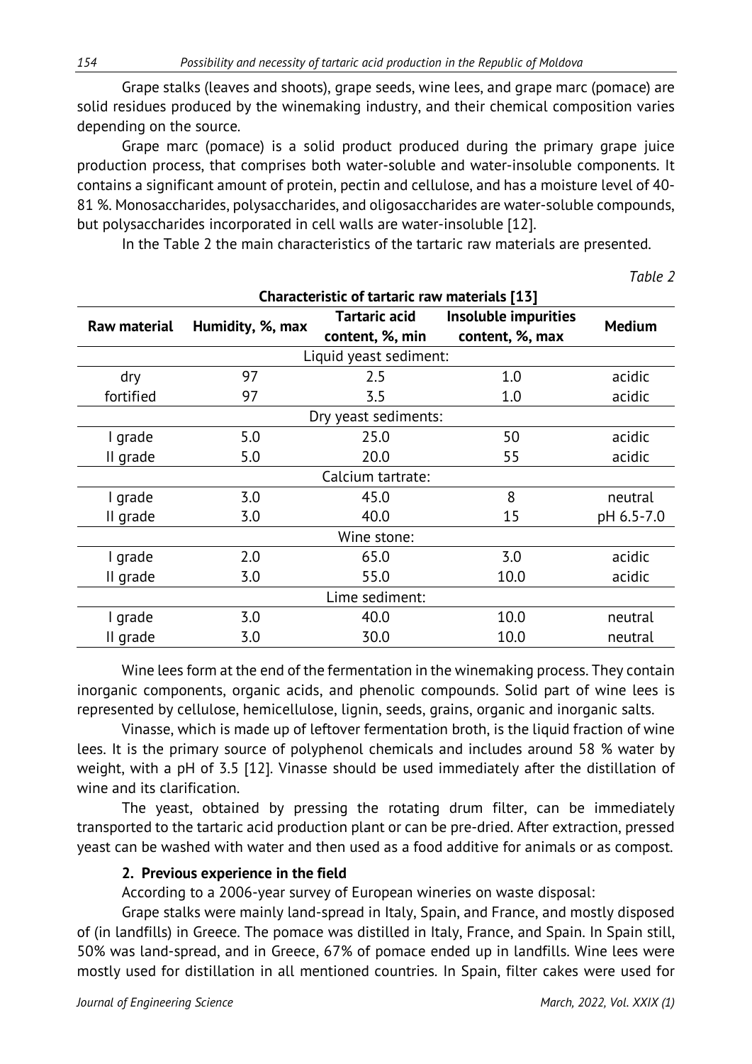Grape stalks (leaves and shoots), grape seeds, wine lees, and grape marc (pomace) are solid residues produced by the winemaking industry, and their chemical composition varies depending on the source.

Grape marc (pomace) is a solid product produced during the primary grape juice production process, that comprises both water-soluble and water-insoluble components. It contains a significant amount of protein, pectin and cellulose, and has a moisture level of 40-81 %. Monosaccharides, polysaccharides, and oligosaccharides are water-soluble compounds, but polysaccharides incorporated in cell walls are water-insoluble [12].

In the Table 2 the main characteristics of the tartaric raw materials are presented.

*Table 2*

**Characteristic of tartaric raw materials [13]**

| Raw material | Humidity, %, max | Tartaric acid content, %, min | Insoluble impurities content, %, max | Medium |
|---|---|---|---|---|
| Liquid yeast sediment: | | | | |
| dry | 97 | 2.5 | 1.0 | acidic |
| fortified | 97 | 3.5 | 1.0 | acidic |
| Dry yeast sediments: | | | | |
| I grade | 5.0 | 25.0 | 50 | acidic |
| II grade | 5.0 | 20.0 | 55 | acidic |
| Calcium tartrate: | | | | |
| I grade | 3.0 | 45.0 | 8 | neutral |
| II grade | 3.0 | 40.0 | 15 | pH 6.5-7.0 |
| Wine stone: | | | | |
| I grade | 2.0 | 65.0 | 3.0 | acidic |
| II grade | 3.0 | 55.0 | 10.0 | acidic |
| Lime sediment: | | | | |
| I grade | 3.0 | 40.0 | 10.0 | neutral |
| II grade | 3.0 | 30.0 | 10.0 | neutral |

Wine lees form at the end of the fermentation in the winemaking process. They contain inorganic components, organic acids, and phenolic compounds. Solid part of wine lees is represented by cellulose, hemicellulose, lignin, seeds, grains, organic and inorganic salts.

Vinasse, which is made up of leftover fermentation broth, is the liquid fraction of wine lees. It is the primary source of polyphenol chemicals and includes around 58 % water by weight, with a pH of 3.5 [12]. Vinasse should be used immediately after the distillation of wine and its clarification.

The yeast, obtained by pressing the rotating drum filter, can be immediately transported to the tartaric acid production plant or can be pre-dried. After extraction, pressed yeast can be washed with water and then used as a food additive for animals or as compost.

## 2. Previous experience in the field

According to a 2006-year survey of European wineries on waste disposal:

Grape stalks were mainly land-spread in Italy, Spain, and France, and mostly disposed of (in landfills) in Greece. The pomace was distilled in Italy, France, and Spain. In Spain still, 50% was land-spread, and in Greece, 67% of pomace ended up in landfills. Wine lees were mostly used for distillation in all mentioned countries. In Spain, filter cakes were used for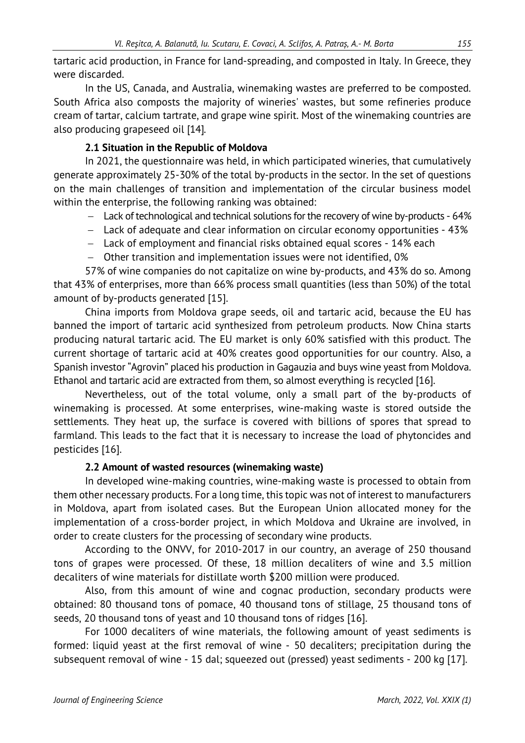tartaric acid production, in France for land-spreading, and composted in Italy. In Greece, they were discarded.

In the US, Canada, and Australia, winemaking wastes are preferred to be composted. South Africa also composts the majority of wineries' wastes, but some refineries produce cream of tartar, calcium tartrate, and grape wine spirit. Most of the winemaking countries are also producing grapeseed oil [14].

### 2.1 Situation in the Republic of Moldova

In 2021, the questionnaire was held, in which participated wineries, that cumulatively generate approximately 25-30% of the total by-products in the sector. In the set of questions on the main challenges of transition and implementation of the circular business model within the enterprise, the following ranking was obtained:

- Lack of technological and technical solutions for the recovery of wine by-products - 64%
- Lack of adequate and clear information on circular economy opportunities - 43%
- Lack of employment and financial risks obtained equal scores - 14% each
- Other transition and implementation issues were not identified, 0%

57% of wine companies do not capitalize on wine by-products, and 43% do so. Among that 43% of enterprises, more than 66% process small quantities (less than 50%) of the total amount of by-products generated [15].

China imports from Moldova grape seeds, oil and tartaric acid, because the EU has banned the import of tartaric acid synthesized from petroleum products. Now China starts producing natural tartaric acid. The EU market is only 60% satisfied with this product. The current shortage of tartaric acid at 40% creates good opportunities for our country. Also, a Spanish investor "Agrovin" placed his production in Gagauzia and buys wine yeast from Moldova. Ethanol and tartaric acid are extracted from them, so almost everything is recycled [16].

Nevertheless, out of the total volume, only a small part of the by-products of winemaking is processed. At some enterprises, wine-making waste is stored outside the settlements. They heat up, the surface is covered with billions of spores that spread to farmland. This leads to the fact that it is necessary to increase the load of phytoncides and pesticides [16].

### 2.2 Amount of wasted resources (winemaking waste)

In developed wine-making countries, wine-making waste is processed to obtain from them other necessary products. For a long time, this topic was not of interest to manufacturers in Moldova, apart from isolated cases. But the European Union allocated money for the implementation of a cross-border project, in which Moldova and Ukraine are involved, in order to create clusters for the processing of secondary wine products.

According to the ONVV, for 2010-2017 in our country, an average of 250 thousand tons of grapes were processed. Of these, 18 million decaliters of wine and 3.5 million decaliters of wine materials for distillate worth $200 million were produced.

Also, from this amount of wine and cognac production, secondary products were obtained: 80 thousand tons of pomace, 40 thousand tons of stillage, 25 thousand tons of seeds, 20 thousand tons of yeast and 10 thousand tons of ridges [16].

For 1000 decaliters of wine materials, the following amount of yeast sediments is formed: liquid yeast at the first removal of wine - 50 decaliters; precipitation during the subsequent removal of wine - 15 dal; squeezed out (pressed) yeast sediments - 200 kg [17].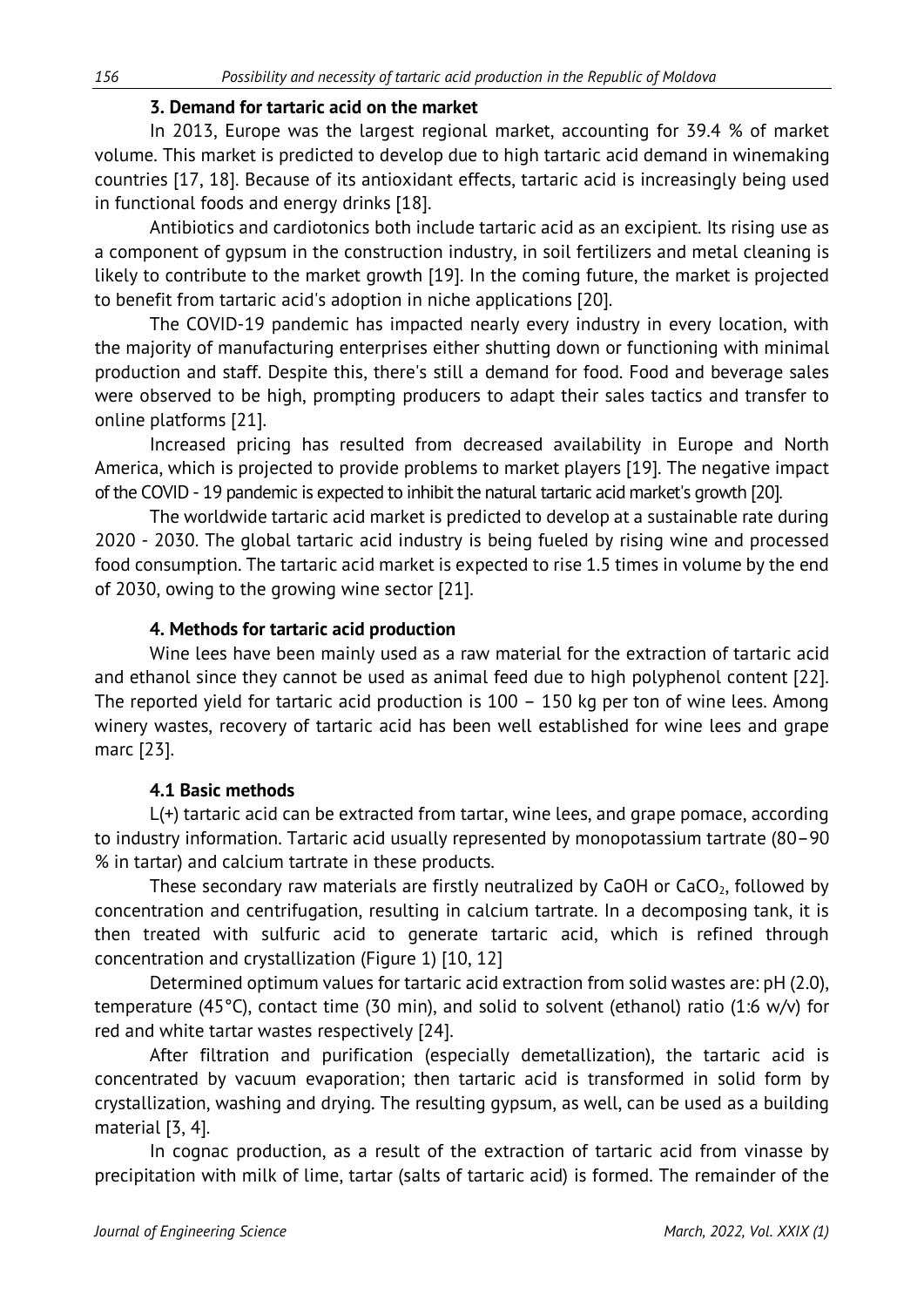### 3. Demand for tartaric acid on the market

In 2013, Europe was the largest regional market, accounting for 39.4 % of market volume. This market is predicted to develop due to high tartaric acid demand in winemaking countries [17, 18]. Because of its antioxidant effects, tartaric acid is increasingly being used in functional foods and energy drinks [18].

Antibiotics and cardiotonics both include tartaric acid as an excipient. Its rising use as a component of gypsum in the construction industry, in soil fertilizers and metal cleaning is likely to contribute to the market growth [19]. In the coming future, the market is projected to benefit from tartaric acid's adoption in niche applications [20].

The COVID-19 pandemic has impacted nearly every industry in every location, with the majority of manufacturing enterprises either shutting down or functioning with minimal production and staff. Despite this, there's still a demand for food. Food and beverage sales were observed to be high, prompting producers to adapt their sales tactics and transfer to online platforms [21].

Increased pricing has resulted from decreased availability in Europe and North America, which is projected to provide problems to market players [19]. The negative impact of the COVID - 19 pandemic is expected to inhibit the natural tartaric acid market's growth [20].

The worldwide tartaric acid market is predicted to develop at a sustainable rate during 2020 - 2030. The global tartaric acid industry is being fueled by rising wine and processed food consumption. The tartaric acid market is expected to rise 1.5 times in volume by the end of 2030, owing to the growing wine sector [21].

### 4. Methods for tartaric acid production

Wine lees have been mainly used as a raw material for the extraction of tartaric acid and ethanol since they cannot be used as animal feed due to high polyphenol content [22]. The reported yield for tartaric acid production is 100 – 150 kg per ton of wine lees. Among winery wastes, recovery of tartaric acid has been well established for wine lees and grape marc [23].

#### 4.1 Basic methods

L(+) tartaric acid can be extracted from tartar, wine lees, and grape pomace, according to industry information. Tartaric acid usually represented by monopotassium tartrate (80–90 % in tartar) and calcium tartrate in these products.

These secondary raw materials are firstly neutralized by CaOH or $CaCO_2$, followed by concentration and centrifugation, resulting in calcium tartrate. In a decomposing tank, it is then treated with sulfuric acid to generate tartaric acid, which is refined through concentration and crystallization (Figure 1) [10, 12]

Determined optimum values for tartaric acid extraction from solid wastes are: pH (2.0), temperature (45°C), contact time (30 min), and solid to solvent (ethanol) ratio (1:6 w/v) for red and white tartar wastes respectively [24].

After filtration and purification (especially demetallization), the tartaric acid is concentrated by vacuum evaporation; then tartaric acid is transformed in solid form by crystallization, washing and drying. The resulting gypsum, as well, can be used as a building material [3, 4].

In cognac production, as a result of the extraction of tartaric acid from vinasse by precipitation with milk of lime, tartar (salts of tartaric acid) is formed. The remainder of the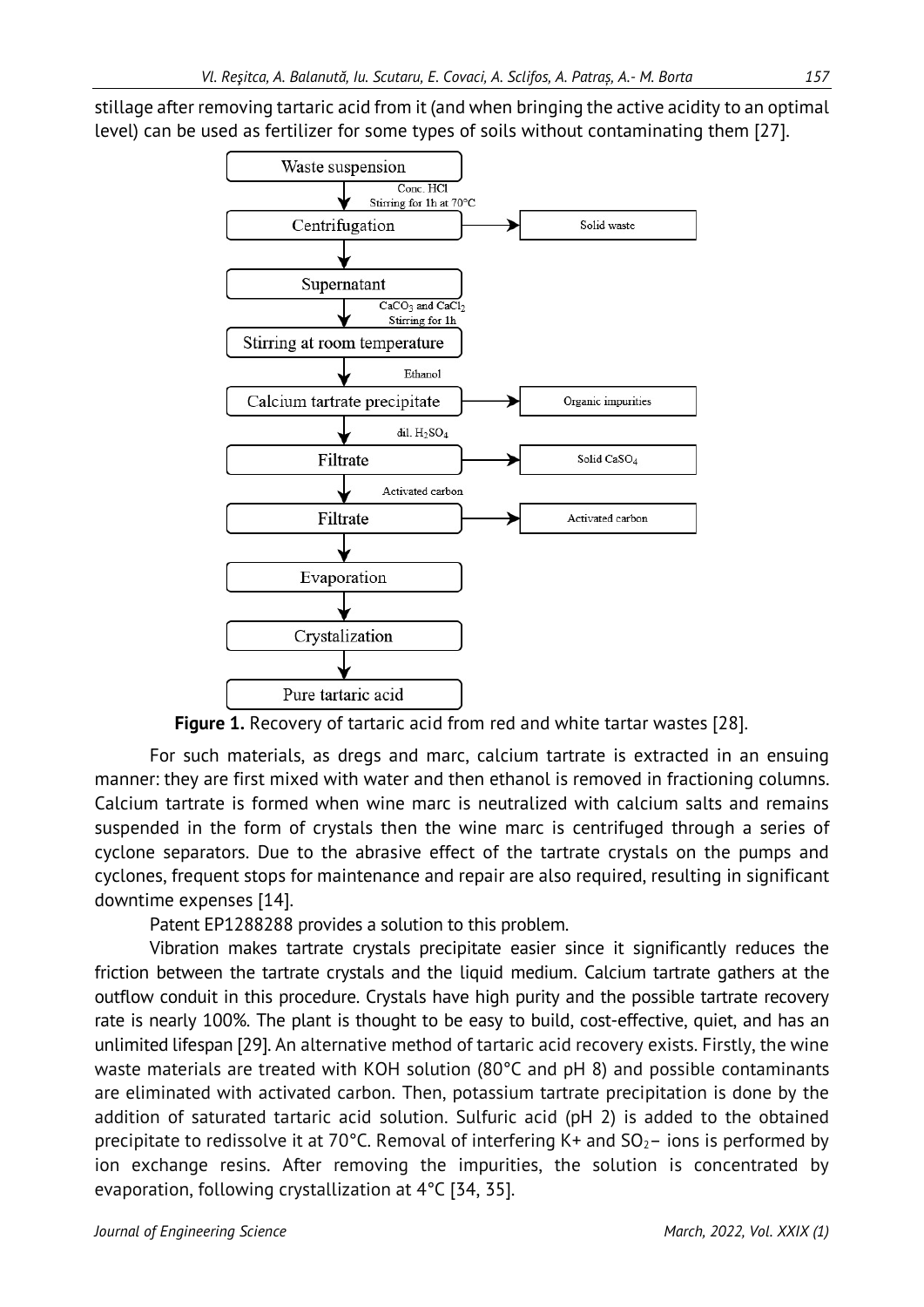stillage after removing tartaric acid from it (and when bringing the active acidity to an optimal level) can be used as fertilizer for some types of soils without contaminating them [27].

Waste suspension → (Conc. HCl; Stirring for 1h at 70°C) → Centrifugation → Solid waste

Centrifugation → Supernatant → ($CaCO_3$ and $CaCl_2$; Stirring for 1h) → Stirring at room temperature → (Ethanol) → Calcium tartrate precipitate → Organic impurities

Calcium tartrate precipitate → (dil. $H_2SO_4$) → Filtrate → Solid $CaSO_4$

Filtrate → (Activated carbon) → Filtrate → Activated carbon

Filtrate → Evaporation → Crystalization → Pure tartaric acid

**Figure 1.** Recovery of tartaric acid from red and white tartar wastes [28].

For such materials, as dregs and marc, calcium tartrate is extracted in an ensuing manner: they are first mixed with water and then ethanol is removed in fractioning columns. Calcium tartrate is formed when wine marc is neutralized with calcium salts and remains suspended in the form of crystals then the wine marc is centrifuged through a series of cyclone separators. Due to the abrasive effect of the tartrate crystals on the pumps and cyclones, frequent stops for maintenance and repair are also required, resulting in significant downtime expenses [14].

Patent EP1288288 provides a solution to this problem.

Vibration makes tartrate crystals precipitate easier since it significantly reduces the friction between the tartrate crystals and the liquid medium. Calcium tartrate gathers at the outflow conduit in this procedure. Crystals have high purity and the possible tartrate recovery rate is nearly 100%. The plant is thought to be easy to build, cost-effective, quiet, and has an unlimited lifespan [29]. An alternative method of tartaric acid recovery exists. Firstly, the wine waste materials are treated with KOH solution (80°C and pH 8) and possible contaminants are eliminated with activated carbon. Then, potassium tartrate precipitation is done by the addition of saturated tartaric acid solution. Sulfuric acid (pH 2) is added to the obtained precipitate to redissolve it at 70°C. Removal of interfering $K^+$ and $SO_2^-$ ions is performed by ion exchange resins. After removing the impurities, the solution is concentrated by evaporation, following crystallization at 4°C [34, 35].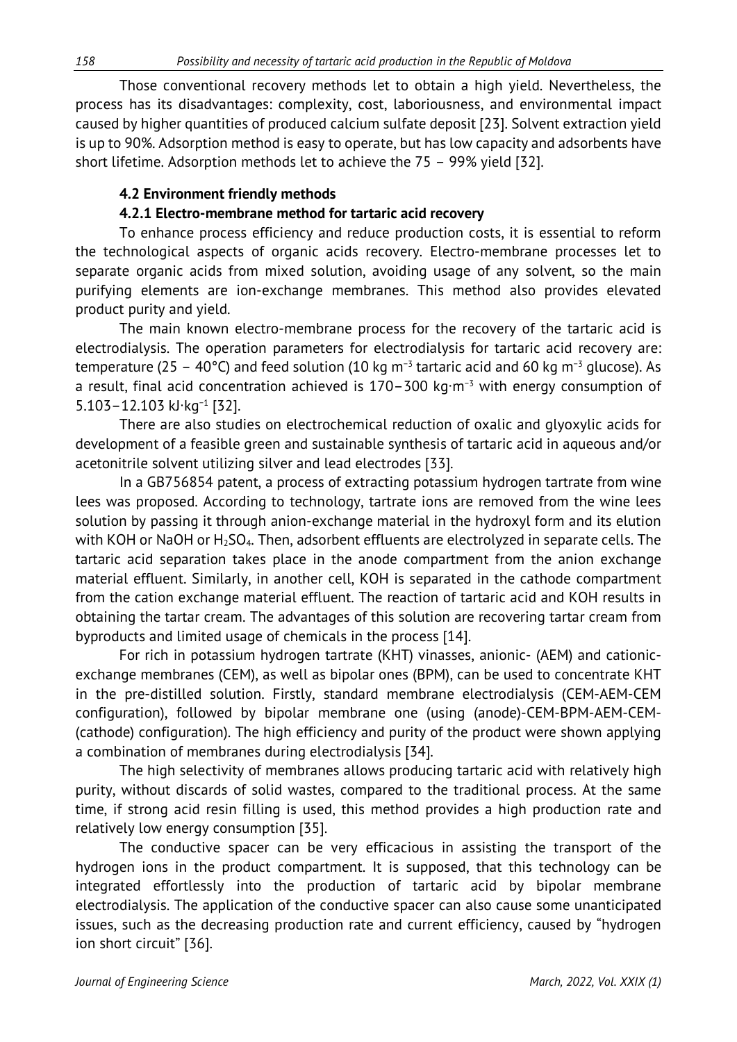Those conventional recovery methods let to obtain a high yield. Nevertheless, the process has its disadvantages: complexity, cost, laboriousness, and environmental impact caused by higher quantities of produced calcium sulfate deposit [23]. Solvent extraction yield is up to 90%. Adsorption method is easy to operate, but has low capacity and adsorbents have short lifetime. Adsorption methods let to achieve the 75 – 99% yield [32].

### 4.2 Environment friendly methods

#### 4.2.1 Electro-membrane method for tartaric acid recovery

To enhance process efficiency and reduce production costs, it is essential to reform the technological aspects of organic acids recovery. Electro-membrane processes let to separate organic acids from mixed solution, avoiding usage of any solvent, so the main purifying elements are ion-exchange membranes. This method also provides elevated product purity and yield.

The main known electro-membrane process for the recovery of the tartaric acid is electrodialysis. The operation parameters for electrodialysis for tartaric acid recovery are: temperature (25 – 40°C) and feed solution (10 kg $m^{-3}$ tartaric acid and 60 kg $m^{-3}$ glucose). As a result, final acid concentration achieved is 170–300 kg·$m^{-3}$ with energy consumption of 5.103–12.103 kJ·$kg^{-1}$ [32].

There are also studies on electrochemical reduction of oxalic and glyoxylic acids for development of a feasible green and sustainable synthesis of tartaric acid in aqueous and/or acetonitrile solvent utilizing silver and lead electrodes [33].

In a GB756854 patent, a process of extracting potassium hydrogen tartrate from wine lees was proposed. According to technology, tartrate ions are removed from the wine lees solution by passing it through anion-exchange material in the hydroxyl form and its elution with KOH or NaOH or $H_2SO_4$. Then, adsorbent effluents are electrolyzed in separate cells. The tartaric acid separation takes place in the anode compartment from the anion exchange material effluent. Similarly, in another cell, KOH is separated in the cathode compartment from the cation exchange material effluent. The reaction of tartaric acid and KOH results in obtaining the tartar cream. The advantages of this solution are recovering tartar cream from byproducts and limited usage of chemicals in the process [14].

For rich in potassium hydrogen tartrate (KHT) vinasses, anionic- (AEM) and cationic-exchange membranes (CEM), as well as bipolar ones (BPM), can be used to concentrate KHT in the pre-distilled solution. Firstly, standard membrane electrodialysis (CEM-AEM-CEM configuration), followed by bipolar membrane one (using (anode)-CEM-BPM-AEM-CEM-(cathode) configuration). The high efficiency and purity of the product were shown applying a combination of membranes during electrodialysis [34].

The high selectivity of membranes allows producing tartaric acid with relatively high purity, without discards of solid wastes, compared to the traditional process. At the same time, if strong acid resin filling is used, this method provides a high production rate and relatively low energy consumption [35].

The conductive spacer can be very efficacious in assisting the transport of the hydrogen ions in the product compartment. It is supposed, that this technology can be integrated effortlessly into the production of tartaric acid by bipolar membrane electrodialysis. The application of the conductive spacer can also cause some unanticipated issues, such as the decreasing production rate and current efficiency, caused by "hydrogen ion short circuit" [36].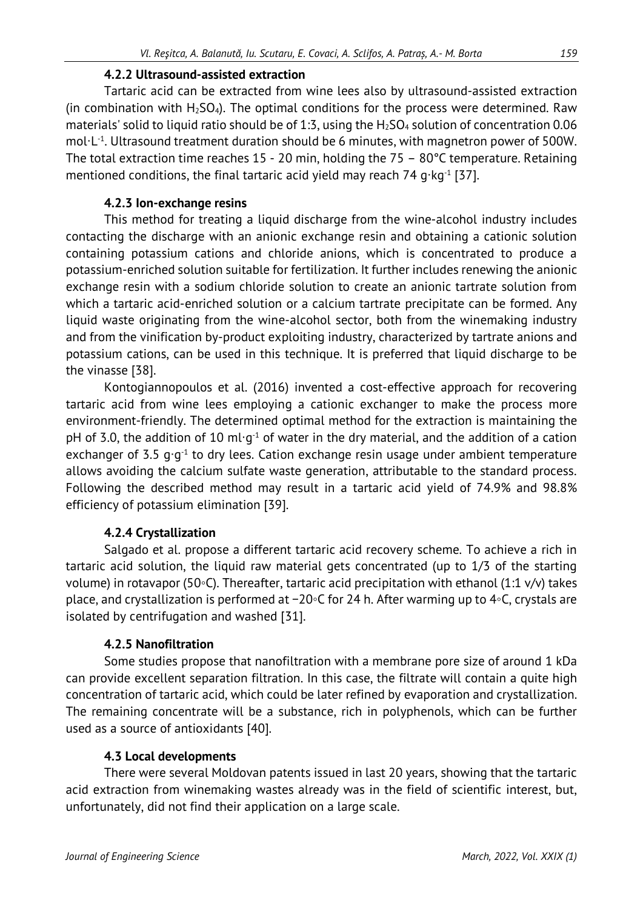#### 4.2.2 Ultrasound-assisted extraction

Tartaric acid can be extracted from wine lees also by ultrasound-assisted extraction (in combination with $H_2SO_4$). The optimal conditions for the process were determined. Raw materials' solid to liquid ratio should be of 1:3, using the $H_2SO_4$ solution of concentration 0.06 $mol \cdot L^{-1}$. Ultrasound treatment duration should be 6 minutes, with magnetron power of 500W. The total extraction time reaches 15 - 20 min, holding the 75 – 80°C temperature. Retaining mentioned conditions, the final tartaric acid yield may reach 74 $g \cdot kg^{-1}$ [37].

#### 4.2.3 Ion-exchange resins

This method for treating a liquid discharge from the wine-alcohol industry includes contacting the discharge with an anionic exchange resin and obtaining a cationic solution containing potassium cations and chloride anions, which is concentrated to produce a potassium-enriched solution suitable for fertilization. It further includes renewing the anionic exchange resin with a sodium chloride solution to create an anionic tartrate solution from which a tartaric acid-enriched solution or a calcium tartrate precipitate can be formed. Any liquid waste originating from the wine-alcohol sector, both from the winemaking industry and from the vinification by-product exploiting industry, characterized by tartrate anions and potassium cations, can be used in this technique. It is preferred that liquid discharge to be the vinasse [38].

Kontogiannopoulos et al. (2016) invented a cost-effective approach for recovering tartaric acid from wine lees employing a cationic exchanger to make the process more environment-friendly. The determined optimal method for the extraction is maintaining the pH of 3.0, the addition of 10 $ml \cdot g^{-1}$ of water in the dry material, and the addition of a cation exchanger of 3.5 $g \cdot g^{-1}$ to dry lees. Cation exchange resin usage under ambient temperature allows avoiding the calcium sulfate waste generation, attributable to the standard process. Following the described method may result in a tartaric acid yield of 74.9% and 98.8% efficiency of potassium elimination [39].

#### 4.2.4 Crystallization

Salgado et al. propose a different tartaric acid recovery scheme. To achieve a rich in tartaric acid solution, the liquid raw material gets concentrated (up to 1/3 of the starting volume) in rotavapor (50◦C). Thereafter, tartaric acid precipitation with ethanol (1:1 v/v) takes place, and crystallization is performed at −20◦C for 24 h. After warming up to 4◦C, crystals are isolated by centrifugation and washed [31].

#### 4.2.5 Nanofiltration

Some studies propose that nanofiltration with a membrane pore size of around 1 kDa can provide excellent separation filtration. In this case, the filtrate will contain a quite high concentration of tartaric acid, which could be later refined by evaporation and crystallization. The remaining concentrate will be a substance, rich in polyphenols, which can be further used as a source of antioxidants [40].

### 4.3 Local developments

There were several Moldovan patents issued in last 20 years, showing that the tartaric acid extraction from winemaking wastes already was in the field of scientific interest, but, unfortunately, did not find their application on a large scale.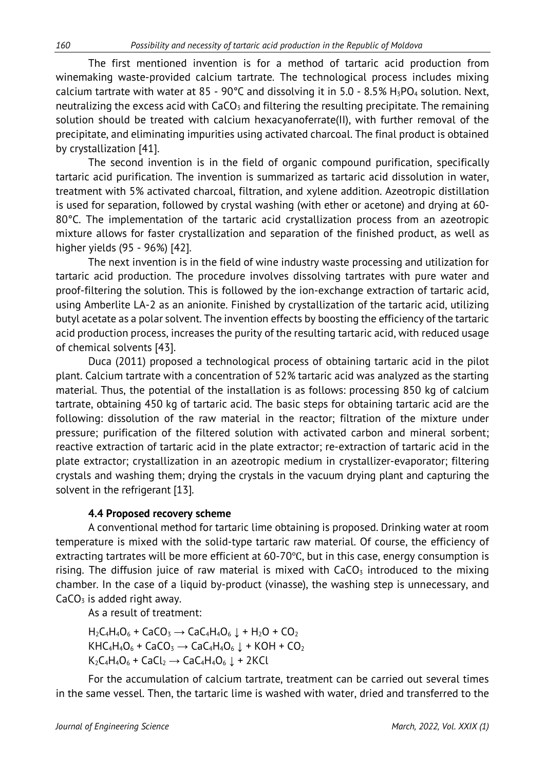The first mentioned invention is for a method of tartaric acid production from winemaking waste-provided calcium tartrate. The technological process includes mixing calcium tartrate with water at 85 - 90°C and dissolving it in 5.0 - 8.5% $H_3PO_4$ solution. Next, neutralizing the excess acid with $CaCO_3$ and filtering the resulting precipitate. The remaining solution should be treated with calcium hexacyanoferrate(II), with further removal of the precipitate, and eliminating impurities using activated charcoal. The final product is obtained by crystallization [41].

The second invention is in the field of organic compound purification, specifically tartaric acid purification. The invention is summarized as tartaric acid dissolution in water, treatment with 5% activated charcoal, filtration, and xylene addition. Azeotropic distillation is used for separation, followed by crystal washing (with ether or acetone) and drying at 60-80°C. The implementation of the tartaric acid crystallization process from an azeotropic mixture allows for faster crystallization and separation of the finished product, as well as higher yields (95 - 96%) [42].

The next invention is in the field of wine industry waste processing and utilization for tartaric acid production. The procedure involves dissolving tartrates with pure water and proof-filtering the solution. This is followed by the ion-exchange extraction of tartaric acid, using Amberlite LA-2 as an anionite. Finished by crystallization of the tartaric acid, utilizing butyl acetate as a polar solvent. The invention effects by boosting the efficiency of the tartaric acid production process, increases the purity of the resulting tartaric acid, with reduced usage of chemical solvents [43].

Duca (2011) proposed a technological process of obtaining tartaric acid in the pilot plant. Calcium tartrate with a concentration of 52% tartaric acid was analyzed as the starting material. Thus, the potential of the installation is as follows: processing 850 kg of calcium tartrate, obtaining 450 kg of tartaric acid. The basic steps for obtaining tartaric acid are the following: dissolution of the raw material in the reactor; filtration of the mixture under pressure; purification of the filtered solution with activated carbon and mineral sorbent; reactive extraction of tartaric acid in the plate extractor; re-extraction of tartaric acid in the plate extractor; crystallization in an azeotropic medium in crystallizer-evaporator; filtering crystals and washing them; drying the crystals in the vacuum drying plant and capturing the solvent in the refrigerant [13].

### 4.4 Proposed recovery scheme

A conventional method for tartaric lime obtaining is proposed. Drinking water at room temperature is mixed with the solid-type tartaric raw material. Of course, the efficiency of extracting tartrates will be more efficient at 60-70°C, but in this case, energy consumption is rising. The diffusion juice of raw material is mixed with $CaCO_3$ introduced to the mixing chamber. In the case of a liquid by-product (vinasse), the washing step is unnecessary, and $CaCO_3$ is added right away.

As a result of treatment:

$$H_2C_4H_4O_6 + CaCO_3 \rightarrow CaC_4H_4O_6 \downarrow + H_2O + CO_2$$

$$KHC_4H_4O_6 + CaCO_3 \rightarrow CaC_4H_4O_6 \downarrow + KOH + CO_2$$

$$K_2C_4H_4O_6 + CaCl_2 \rightarrow CaC_4H_4O_6 \downarrow + 2KCl$$

For the accumulation of calcium tartrate, treatment can be carried out several times in the same vessel. Then, the tartaric lime is washed with water, dried and transferred to the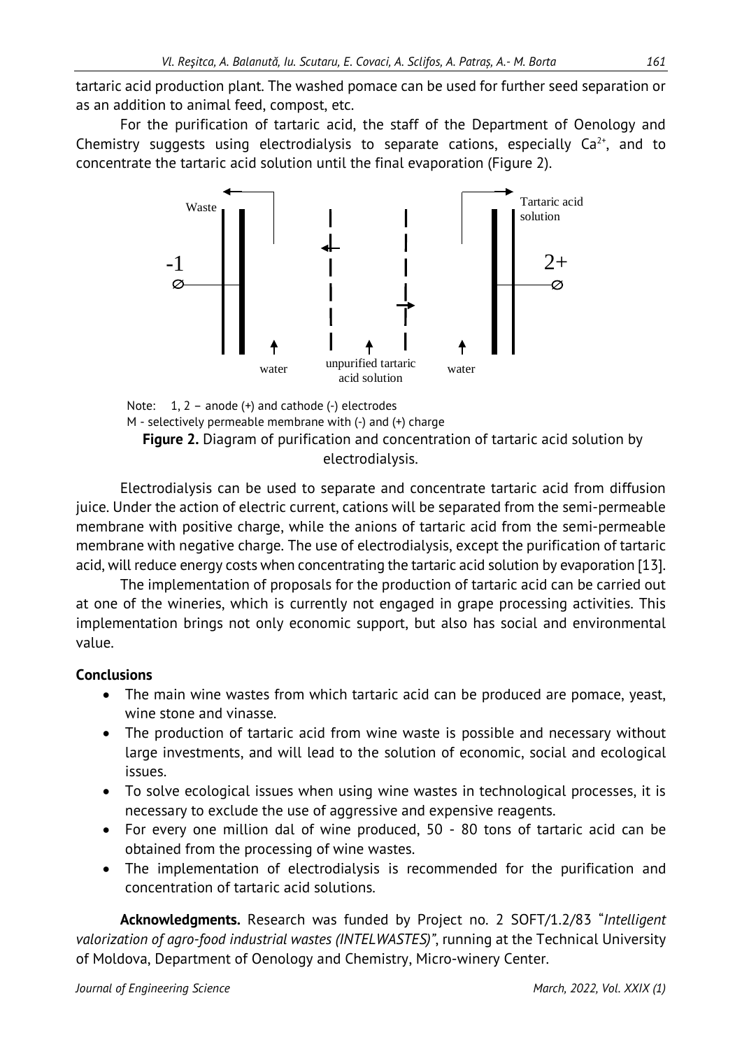tartaric acid production plant. The washed pomace can be used for further seed separation or as an addition to animal feed, compost, etc.

For the purification of tartaric acid, the staff of the Department of Oenology and Chemistry suggests using electrodialysis to separate cations, especially $Ca^{2+}$, and to concentrate the tartaric acid solution until the final evaporation (Figure 2).

Waste

Tartaric acid solution

-1

2+

water

unpurified tartaric acid solution

water

Note: 1, 2 – anode (+) and cathode (-) electrodes
M - selectively permeable membrane with (-) and (+) charge

**Figure 2.** Diagram of purification and concentration of tartaric acid solution by electrodialysis.

Electrodialysis can be used to separate and concentrate tartaric acid from diffusion juice. Under the action of electric current, cations will be separated from the semi-permeable membrane with positive charge, while the anions of tartaric acid from the semi-permeable membrane with negative charge. The use of electrodialysis, except the purification of tartaric acid, will reduce energy costs when concentrating the tartaric acid solution by evaporation [13].

The implementation of proposals for the production of tartaric acid can be carried out at one of the wineries, which is currently not engaged in grape processing activities. This implementation brings not only economic support, but also has social and environmental value.

## Conclusions

- The main wine wastes from which tartaric acid can be produced are pomace, yeast, wine stone and vinasse.
- The production of tartaric acid from wine waste is possible and necessary without large investments, and will lead to the solution of economic, social and ecological issues.
- To solve ecological issues when using wine wastes in technological processes, it is necessary to exclude the use of aggressive and expensive reagents.
- For every one million dal of wine produced, 50 - 80 tons of tartaric acid can be obtained from the processing of wine wastes.
- The implementation of electrodialysis is recommended for the purification and concentration of tartaric acid solutions.

**Acknowledgments.** Research was funded by Project no. 2 SOFT/1.2/83 "*Intelligent valorization of agro-food industrial wastes (INTELWASTES)*", running at the Technical University of Moldova, Department of Oenology and Chemistry, Micro-winery Center.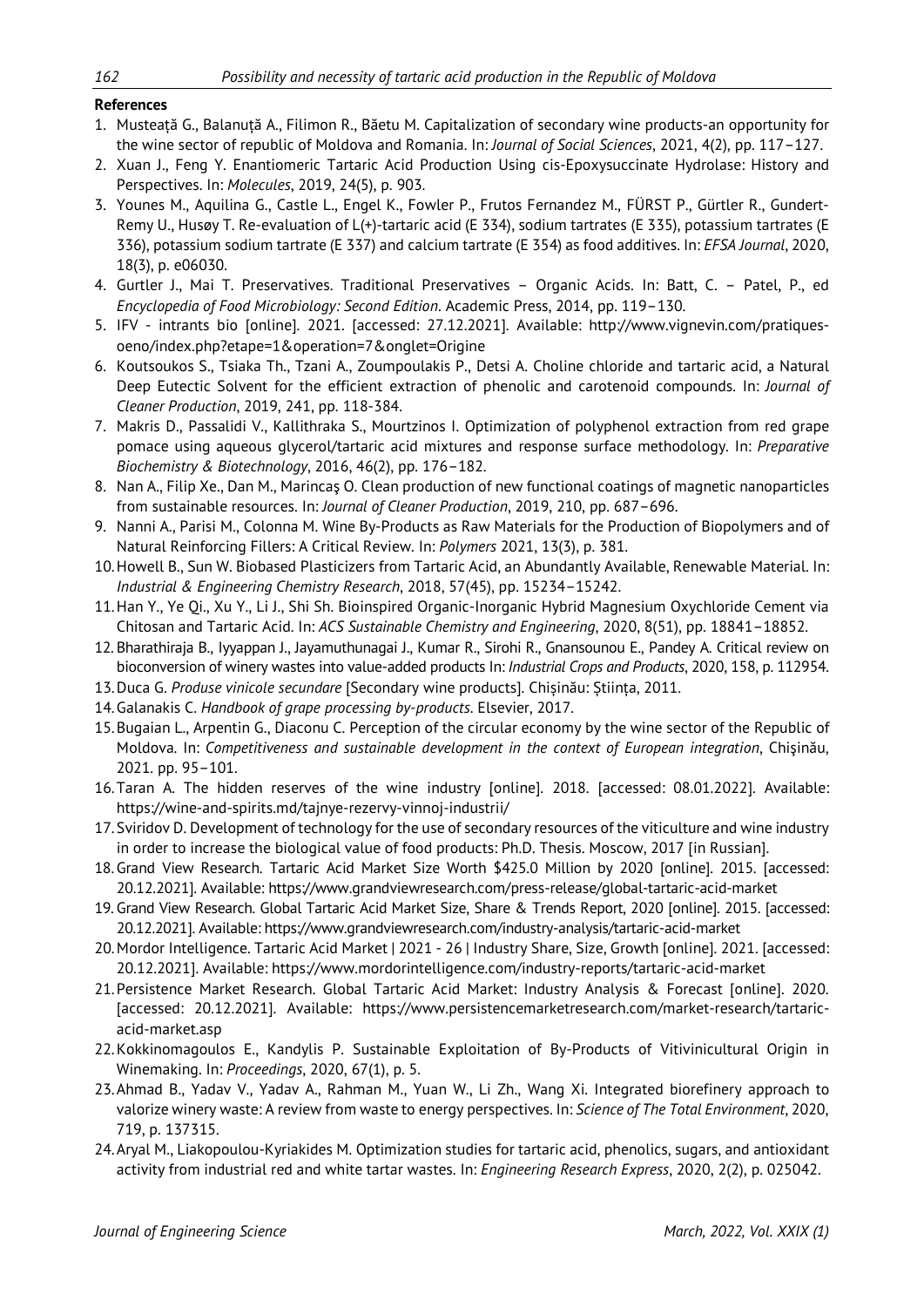**References**

1. Musteață G., Balanuță A., Filimon R., Băetu M. Capitalization of secondary wine products-an opportunity for the wine sector of republic of Moldova and Romania. In: *Journal of Social Sciences*, 2021, 4(2), pp. 117–127.
2. Xuan J., Feng Y. Enantiomeric Tartaric Acid Production Using cis-Epoxysuccinate Hydrolase: History and Perspectives. In: *Molecules*, 2019, 24(5), p. 903.
3. Younes M., Aquilina G., Castle L., Engel K., Fowler P., Frutos Fernandez M., FÜRST P., Gürtler R., Gundert-Remy U., Husøy T. Re-evaluation of L(+)-tartaric acid (E 334), sodium tartrates (E 335), potassium tartrates (E 336), potassium sodium tartrate (E 337) and calcium tartrate (E 354) as food additives. In: *EFSA Journal*, 2020, 18(3), p. e06030.
4. Gurtler J., Mai T. Preservatives. Traditional Preservatives – Organic Acids. In: Batt, C. – Patel, P., ed *Encyclopedia of Food Microbiology: Second Edition*. Academic Press, 2014, pp. 119–130.
5. IFV - intrants bio [online]. 2021. [accessed: 27.12.2021]. Available: http://www.vignevin.com/pratiques-oeno/index.php?etape=1&operation=7&onglet=Origine
6. Koutsoukos S., Tsiaka Th., Tzani A., Zoumpoulakis P., Detsi A. Choline chloride and tartaric acid, a Natural Deep Eutectic Solvent for the efficient extraction of phenolic and carotenoid compounds. In: *Journal of Cleaner Production*, 2019, 241, pp. 118-384.
7. Makris D., Passalidi V., Kallithraka S., Mourtzinos I. Optimization of polyphenol extraction from red grape pomace using aqueous glycerol/tartaric acid mixtures and response surface methodology. In: *Preparative Biochemistry & Biotechnology*, 2016, 46(2), pp. 176–182.
8. Nan A., Filip Xe., Dan M., Marincaş O. Clean production of new functional coatings of magnetic nanoparticles from sustainable resources. In: *Journal of Cleaner Production*, 2019, 210, pp. 687–696.
9. Nanni A., Parisi M., Colonna M. Wine By-Products as Raw Materials for the Production of Biopolymers and of Natural Reinforcing Fillers: A Critical Review. In: *Polymers* 2021, 13(3), p. 381.
10. Howell B., Sun W. Biobased Plasticizers from Tartaric Acid, an Abundantly Available, Renewable Material. In: *Industrial & Engineering Chemistry Research*, 2018, 57(45), pp. 15234–15242.
11. Han Y., Ye Qi., Xu Y., Li J., Shi Sh. Bioinspired Organic-Inorganic Hybrid Magnesium Oxychloride Cement via Chitosan and Tartaric Acid. In: *ACS Sustainable Chemistry and Engineering*, 2020, 8(51), pp. 18841–18852.
12. Bharathiraja B., Iyyappan J., Jayamuthunagai J., Kumar R., Sirohi R., Gnansounou E., Pandey A. Critical review on bioconversion of winery wastes into value-added products In: *Industrial Crops and Products*, 2020, 158, p. 112954.
13. Duca G. *Produse vinicole secundare* [Secondary wine products]. Chișinău: Știința, 2011.
14. Galanakis C. *Handbook of grape processing by-products*. Elsevier, 2017.
15. Bugaian L., Arpentin G., Diaconu C. Perception of the circular economy by the wine sector of the Republic of Moldova. In: *Competitiveness and sustainable development in the context of European integration*, Chişinău, 2021. pp. 95–101.
16. Taran A. The hidden reserves of the wine industry [online]. 2018. [accessed: 08.01.2022]. Available: https://wine-and-spirits.md/tajnye-rezervy-vinnoj-industrii/
17. Sviridov D. Development of technology for the use of secondary resources of the viticulture and wine industry in order to increase the biological value of food products: Ph.D. Thesis. Moscow, 2017 [in Russian].
18. Grand View Research. Tartaric Acid Market Size Worth $425.0 Million by 2020 [online]. 2015. [accessed: 20.12.2021]. Available: https://www.grandviewresearch.com/press-release/global-tartaric-acid-market
19. Grand View Research. Global Tartaric Acid Market Size, Share & Trends Report, 2020 [online]. 2015. [accessed: 20.12.2021]. Available: https://www.grandviewresearch.com/industry-analysis/tartaric-acid-market
20. Mordor Intelligence. Tartaric Acid Market | 2021 - 26 | Industry Share, Size, Growth [online]. 2021. [accessed: 20.12.2021]. Available: https://www.mordorintelligence.com/industry-reports/tartaric-acid-market
21. Persistence Market Research. Global Tartaric Acid Market: Industry Analysis & Forecast [online]. 2020. [accessed: 20.12.2021]. Available: https://www.persistencemarketresearch.com/market-research/tartaric-acid-market.asp
22. Kokkinomagoulos E., Kandylis P. Sustainable Exploitation of By-Products of Vitivinicultural Origin in Winemaking. In: *Proceedings*, 2020, 67(1), p. 5.
23. Ahmad B., Yadav V., Yadav A., Rahman M., Yuan W., Li Zh., Wang Xi. Integrated biorefinery approach to valorize winery waste: A review from waste to energy perspectives. In: *Science of The Total Environment*, 2020, 719, p. 137315.
24. Aryal M., Liakopoulou-Kyriakides M. Optimization studies for tartaric acid, phenolics, sugars, and antioxidant activity from industrial red and white tartar wastes. In: *Engineering Research Express*, 2020, 2(2), p. 025042.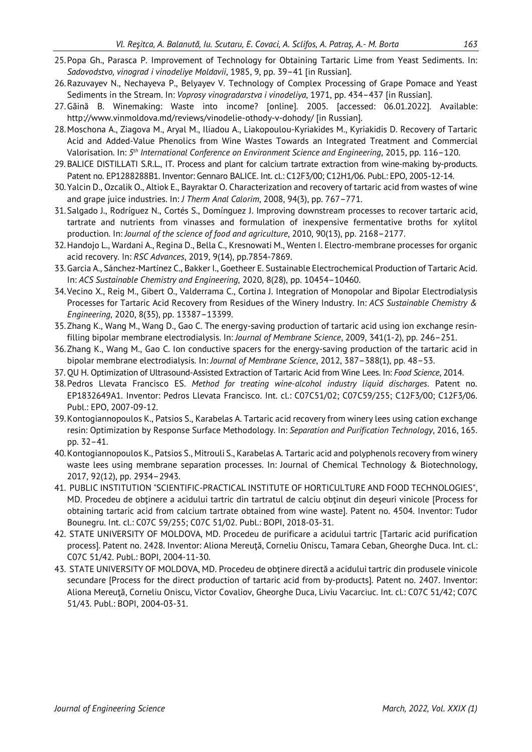25. Popa Gh., Parasca P. Improvement of Technology for Obtaining Tartaric Lime from Yeast Sediments. In: *Sadovodstvo, vinograd i vinodeliye Moldavii*, 1985, 9, pp. 39–41 [in Russian].
26. Razuvayev N., Nechayeva P., Belyayev V. Technology of Complex Processing of Grape Pomace and Yeast Sediments in the Stream. In: *Voprosy vinogradarstva i vinodeliya*, 1971, pp. 434–437 [in Russian].
27. Găină B. Winemaking: Waste into income? [online]. 2005. [accessed: 06.01.2022]. Available: http://www.vinmoldova.md/reviews/vinodelie-othody-v-dohody/ [in Russian].
28. Moschona A., Ziagova M., Aryal M., Iliadou A., Liakopoulou-Kyriakides M., Kyriakidis D. Recovery of Tartaric Acid and Added-Value Phenolics from Wine Wastes Towards an Integrated Treatment and Commercial Valorisation. In: *5th International Conference on Environment Science and Engineering*, 2015, pp. 116–120.
29. BALICE DISTILLATI S.R.L., IT. Process and plant for calcium tartrate extraction from wine-making by-products. Patent no. EP1288288B1. Inventor: Gennaro BALICE. Int. cl.: C12F3/00; C12H1/06. Publ.: EPO, 2005-12-14.
30. Yalcin D., Ozcalik O., Altiok E., Bayraktar O. Characterization and recovery of tartaric acid from wastes of wine and grape juice industries. In: *J Therm Anal Calorim*, 2008, 94(3), pp. 767–771.
31. Salgado J., Rodríguez N., Cortés S., Domínguez J. Improving downstream processes to recover tartaric acid, tartrate and nutrients from vinasses and formulation of inexpensive fermentative broths for xylitol production. In: *Journal of the science of food and agriculture*, 2010, 90(13), pp. 2168–2177.
32. Handojo L., Wardani A., Regina D., Bella C., Kresnowati M., Wenten I. Electro-membrane processes for organic acid recovery. In: *RSC Advances*, 2019, 9(14), pp.7854-7869.
33. Garcia A., Sánchez-Martínez C., Bakker I., Goetheer E. Sustainable Electrochemical Production of Tartaric Acid. In: *ACS Sustainable Chemistry and Engineering*, 2020, 8(28), pp. 10454–10460.
34. Vecino X., Reig M., Gibert O., Valderrama C., Cortina J. Integration of Monopolar and Bipolar Electrodialysis Processes for Tartaric Acid Recovery from Residues of the Winery Industry. In: *ACS Sustainable Chemistry & Engineering*, 2020, 8(35), pp. 13387–13399.
35. Zhang K., Wang M., Wang D., Gao C. The energy-saving production of tartaric acid using ion exchange resin-filling bipolar membrane electrodialysis. In: *Journal of Membrane Science*, 2009, 341(1-2), pp. 246–251.
36. Zhang K., Wang M., Gao C. Ion conductive spacers for the energy-saving production of the tartaric acid in bipolar membrane electrodialysis. In: *Journal of Membrane Science*, 2012, 387–388(1), pp. 48–53.
37. QU H. Optimization of Ultrasound-Assisted Extraction of Tartaric Acid from Wine Lees. In: *Food Science*, 2014.
38. Pedros Llevata Francisco ES. *Method for treating wine-alcohol industry liquid discharges*. Patent no. EP1832649A1. Inventor: Pedros Llevata Francisco. Int. cl.: C07C51/02; C07C59/255; C12F3/00; C12F3/06. Publ.: EPO, 2007-09-12.
39. Kontogiannopoulos K., Patsios S., Karabelas A. Tartaric acid recovery from winery lees using cation exchange resin: Optimization by Response Surface Methodology. In: *Separation and Purification Technology*, 2016, 165. pp. 32–41.
40. Kontogiannopoulos K., Patsios S., Mitrouli S., Karabelas A. Tartaric acid and polyphenols recovery from winery waste lees using membrane separation processes. In: Journal of Chemical Technology & Biotechnology, 2017, 92(12), pp. 2934–2943.
41. PUBLIC INSTITUTION "SCIENTIFIC-PRACTICAL INSTITUTE OF HORTICULTURE AND FOOD TECHNOLOGIES", MD. Procedeu de obţinere a acidului tartric din tartratul de calciu obţinut din deşeuri vinicole [Process for obtaining tartaric acid from calcium tartrate obtained from wine waste]. Patent no. 4504. Inventor: Tudor Bounegru. Int. cl.: C07C 59/255; C07C 51/02. Publ.: BOPI, 2018-03-31.
42. STATE UNIVERSITY OF MOLDOVA, MD. Procedeu de purificare a acidului tartric [Tartaric acid purification process]. Patent no. 2428. Inventor: Aliona Mereuţă, Corneliu Oniscu, Tamara Ceban, Gheorghe Duca. Int. cl.: C07C 51/42. Publ.: BOPI, 2004-11-30.
43. STATE UNIVERSITY OF MOLDOVA, MD. Procedeu de obţinere directă a acidului tartric din produsele vinicole secundare [Process for the direct production of tartaric acid from by-products]. Patent no. 2407. Inventor: Aliona Mereuţă, Corneliu Oniscu, Victor Covaliov, Gheorghe Duca, Liviu Vacarciuc. Int. cl.: C07C 51/42; C07C 51/43. Publ.: BOPI, 2004-03-31.